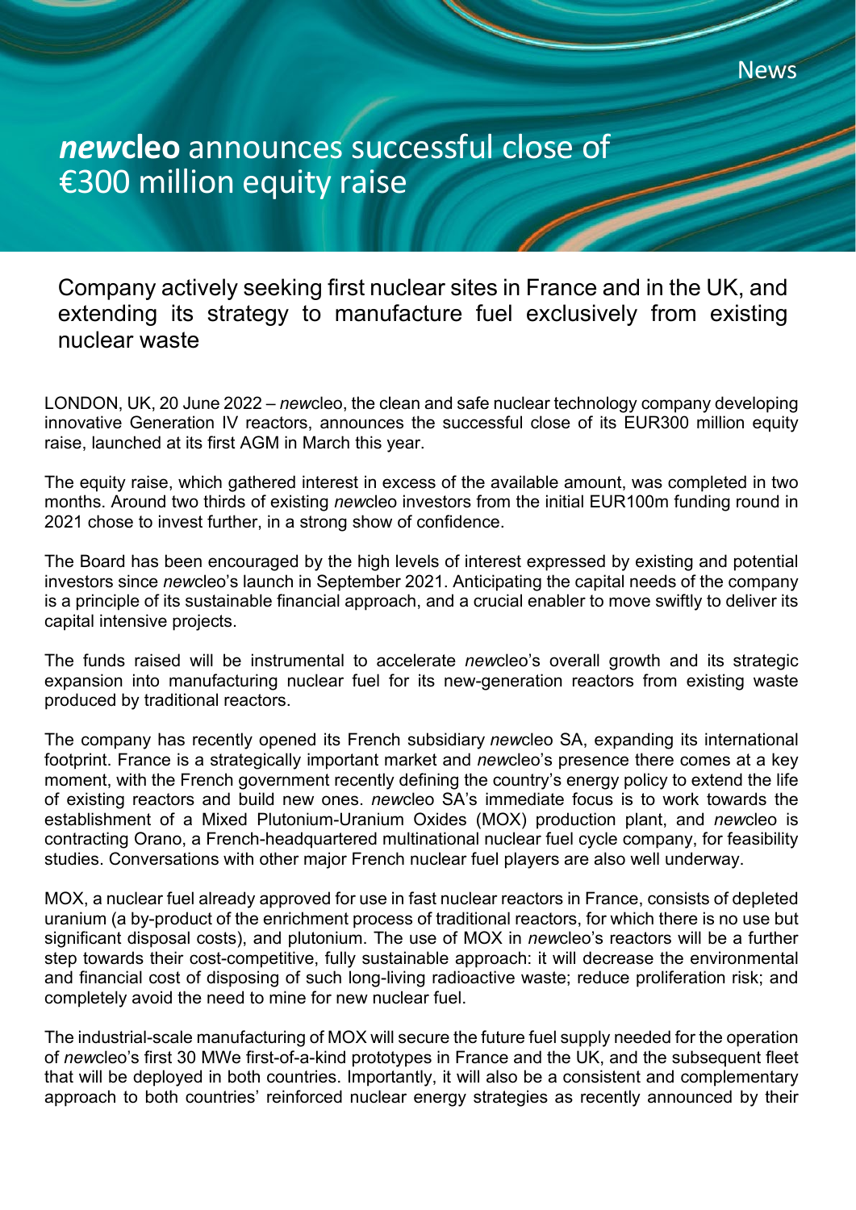News

# ***new*****cleo** announces successful close of €300 million equity raise

## Company actively seeking first nuclear sites in France and in the UK, and extending its strategy to manufacture fuel exclusively from existing nuclear waste

LONDON, UK, 20 June 2022 – *new*cleo, the clean and safe nuclear technology company developing innovative Generation IV reactors, announces the successful close of its EUR300 million equity raise, launched at its first AGM in March this year.

The equity raise, which gathered interest in excess of the available amount, was completed in two months. Around two thirds of existing *new*cleo investors from the initial EUR100m funding round in 2021 chose to invest further, in a strong show of confidence.

The Board has been encouraged by the high levels of interest expressed by existing and potential investors since *new*cleo's launch in September 2021. Anticipating the capital needs of the company is a principle of its sustainable financial approach, and a crucial enabler to move swiftly to deliver its capital intensive projects.

The funds raised will be instrumental to accelerate *new*cleo's overall growth and its strategic expansion into manufacturing nuclear fuel for its new-generation reactors from existing waste produced by traditional reactors.

The company has recently opened its French subsidiary *new*cleo SA, expanding its international footprint. France is a strategically important market and *new*cleo's presence there comes at a key moment, with the French government recently defining the country's energy policy to extend the life of existing reactors and build new ones. *new*cleo SA's immediate focus is to work towards the establishment of a Mixed Plutonium-Uranium Oxides (MOX) production plant, and *new*cleo is contracting Orano, a French-headquartered multinational nuclear fuel cycle company, for feasibility studies. Conversations with other major French nuclear fuel players are also well underway.

MOX, a nuclear fuel already approved for use in fast nuclear reactors in France, consists of depleted uranium (a by-product of the enrichment process of traditional reactors, for which there is no use but significant disposal costs), and plutonium. The use of MOX in *new*cleo's reactors will be a further step towards their cost-competitive, fully sustainable approach: it will decrease the environmental and financial cost of disposing of such long-living radioactive waste; reduce proliferation risk; and completely avoid the need to mine for new nuclear fuel.

The industrial-scale manufacturing of MOX will secure the future fuel supply needed for the operation of *new*cleo's first 30 MWe first-of-a-kind prototypes in France and the UK, and the subsequent fleet that will be deployed in both countries. Importantly, it will also be a consistent and complementary approach to both countries' reinforced nuclear energy strategies as recently announced by their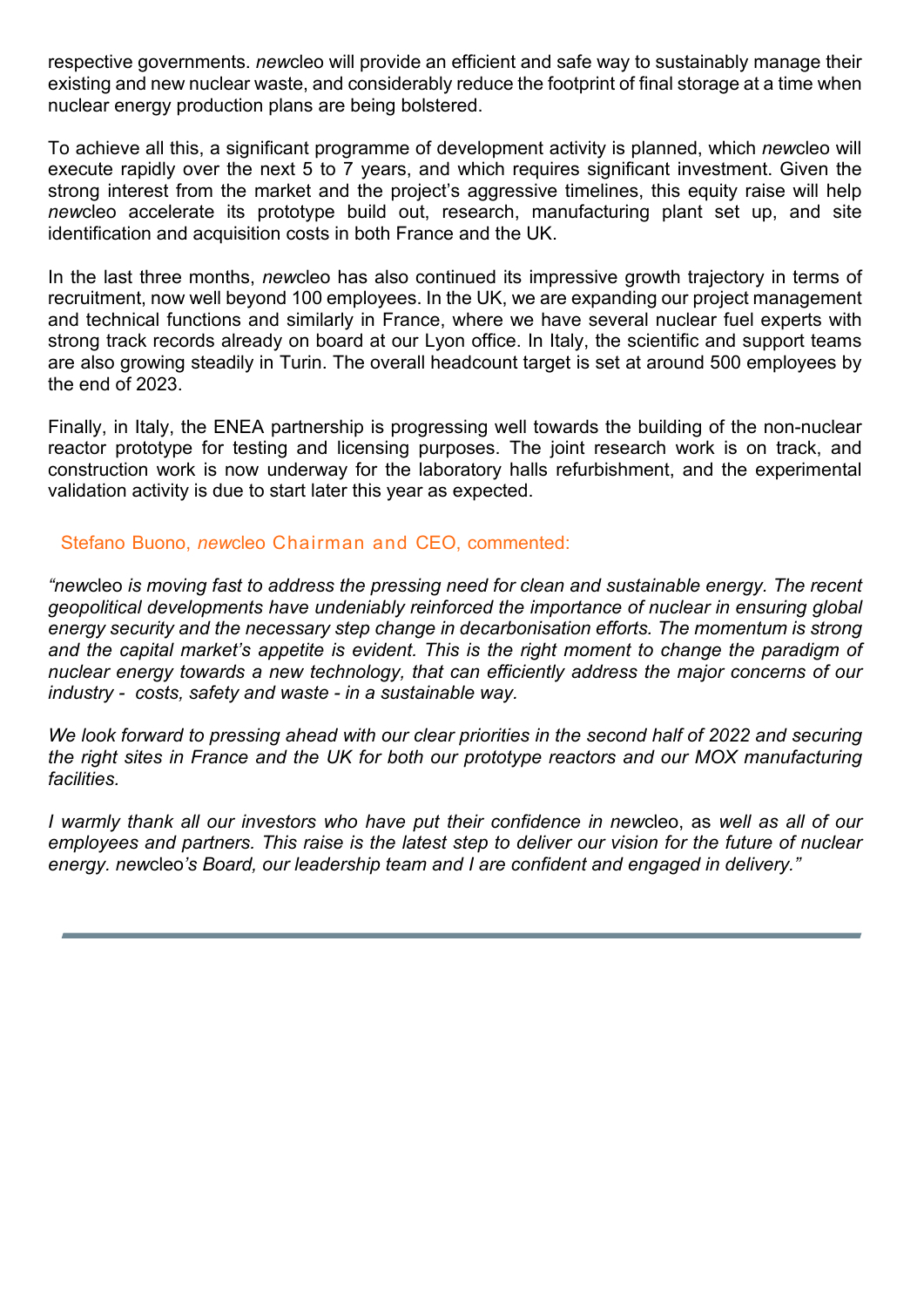respective governments. *new*cleo will provide an efficient and safe way to sustainably manage their existing and new nuclear waste, and considerably reduce the footprint of final storage at a time when nuclear energy production plans are being bolstered.

To achieve all this, a significant programme of development activity is planned, which *new*cleo will execute rapidly over the next 5 to 7 years, and which requires significant investment. Given the strong interest from the market and the project's aggressive timelines, this equity raise will help *new*cleo accelerate its prototype build out, research, manufacturing plant set up, and site identification and acquisition costs in both France and the UK.

In the last three months, *new*cleo has also continued its impressive growth trajectory in terms of recruitment, now well beyond 100 employees. In the UK, we are expanding our project management and technical functions and similarly in France, where we have several nuclear fuel experts with strong track records already on board at our Lyon office. In Italy, the scientific and support teams are also growing steadily in Turin. The overall headcount target is set at around 500 employees by the end of 2023.

Finally, in Italy, the ENEA partnership is progressing well towards the building of the non-nuclear reactor prototype for testing and licensing purposes. The joint research work is on track, and construction work is now underway for the laboratory halls refurbishment, and the experimental validation activity is due to start later this year as expected.

Stefano Buono, *new*cleo Chairman and CEO, commented:

*"new*cleo *is moving fast to address the pressing need for clean and sustainable energy. The recent geopolitical developments have undeniably reinforced the importance of nuclear in ensuring global energy security and the necessary step change in decarbonisation efforts. The momentum is strong and the capital market's appetite is evident. This is the right moment to change the paradigm of nuclear energy towards a new technology, that can efficiently address the major concerns of our industry - costs, safety and waste - in a sustainable way.*

*We look forward to pressing ahead with our clear priorities in the second half of 2022 and securing the right sites in France and the UK for both our prototype reactors and our MOX manufacturing facilities.*

*I warmly thank all our investors who have put their confidence in new*cleo, as *well as all of our employees and partners. This raise is the latest step to deliver our vision for the future of nuclear energy. new*cleo*'s Board, our leadership team and I are confident and engaged in delivery."*

---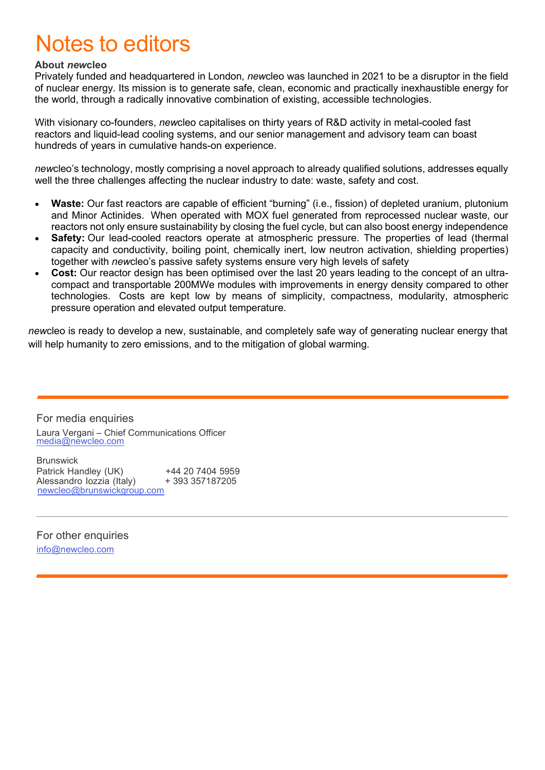# Notes to editors

**About *new*cleo**
Privately funded and headquartered in London, *new*cleo was launched in 2021 to be a disruptor in the field of nuclear energy. Its mission is to generate safe, clean, economic and practically inexhaustible energy for the world, through a radically innovative combination of existing, accessible technologies.

With visionary co-founders, *new*cleo capitalises on thirty years of R&D activity in metal-cooled fast reactors and liquid-lead cooling systems, and our senior management and advisory team can boast hundreds of years in cumulative hands-on experience.

*new*cleo's technology, mostly comprising a novel approach to already qualified solutions, addresses equally well the three challenges affecting the nuclear industry to date: waste, safety and cost.

- **Waste:** Our fast reactors are capable of efficient "burning" (i.e., fission) of depleted uranium, plutonium and Minor Actinides. When operated with MOX fuel generated from reprocessed nuclear waste, our reactors not only ensure sustainability by closing the fuel cycle, but can also boost energy independence
- **Safety:** Our lead-cooled reactors operate at atmospheric pressure. The properties of lead (thermal capacity and conductivity, boiling point, chemically inert, low neutron activation, shielding properties) together with *new*cleo's passive safety systems ensure very high levels of safety
- **Cost:** Our reactor design has been optimised over the last 20 years leading to the concept of an ultra-compact and transportable 200MWe modules with improvements in energy density compared to other technologies. Costs are kept low by means of simplicity, compactness, modularity, atmospheric pressure operation and elevated output temperature.

*new*cleo is ready to develop a new, sustainable, and completely safe way of generating nuclear energy that will help humanity to zero emissions, and to the mitigation of global warming.

---

For media enquiries

Laura Vergani – Chief Communications Officer
media@newcleo.com

Brunswick
Patrick Handley (UK) +44 20 7404 5959
Alessandro Iozzia (Italy) + 393 357187205
newcleo@brunswickgroup.com

---

For other enquiries
info@newcleo.com